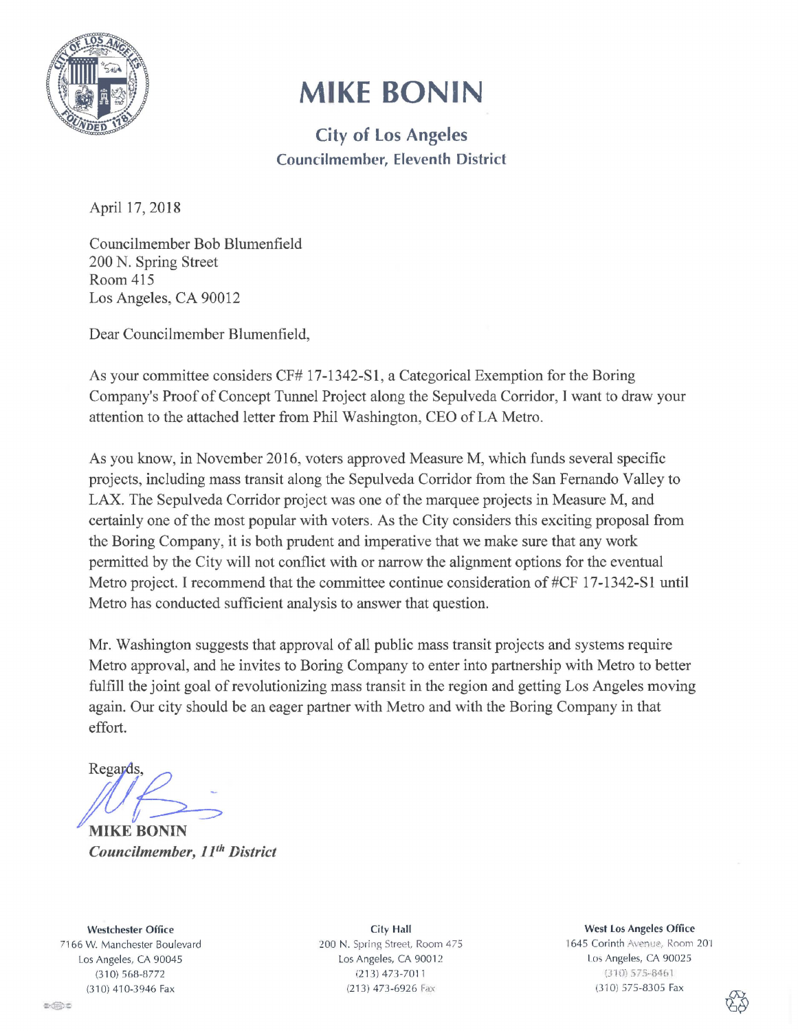# MIKE BONIN

**City of Los Angeles**
**Councilmember, Eleventh District**

April 17, 2018

Councilmember Bob Blumenfield
200 N. Spring Street
Room 415
Los Angeles, CA 90012

Dear Councilmember Blumenfield,

As your committee considers CF# 17-1342-S1, a Categorical Exemption for the Boring Company's Proof of Concept Tunnel Project along the Sepulveda Corridor, I want to draw your attention to the attached letter from Phil Washington, CEO of LA Metro.

As you know, in November 2016, voters approved Measure M, which funds several specific projects, including mass transit along the Sepulveda Corridor from the San Fernando Valley to LAX. The Sepulveda Corridor project was one of the marquee projects in Measure M, and certainly one of the most popular with voters. As the City considers this exciting proposal from the Boring Company, it is both prudent and imperative that we make sure that any work permitted by the City will not conflict with or narrow the alignment options for the eventual Metro project. I recommend that the committee continue consideration of #CF 17-1342-S1 until Metro has conducted sufficient analysis to answer that question.

Mr. Washington suggests that approval of all public mass transit projects and systems require Metro approval, and he invites to Boring Company to enter into partnership with Metro to better fulfill the joint goal of revolutionizing mass transit in the region and getting Los Angeles moving again. Our city should be an eager partner with Metro and with the Boring Company in that effort.

Regards,

**MIKE BONIN**
***Councilmember, 11th District***

**Westchester Office**
7166 W. Manchester Boulevard
Los Angeles, CA 90045
(310) 568-8772
(310) 410-3946 Fax

**City Hall**
200 N. Spring Street, Room 475
Los Angeles, CA 90012
(213) 473-7011
(213) 473-6926 Fax

**West Los Angeles Office**
1645 Corinth Avenue, Room 201
Los Angeles, CA 90025
(310) 575-8461
(310) 575-8305 Fax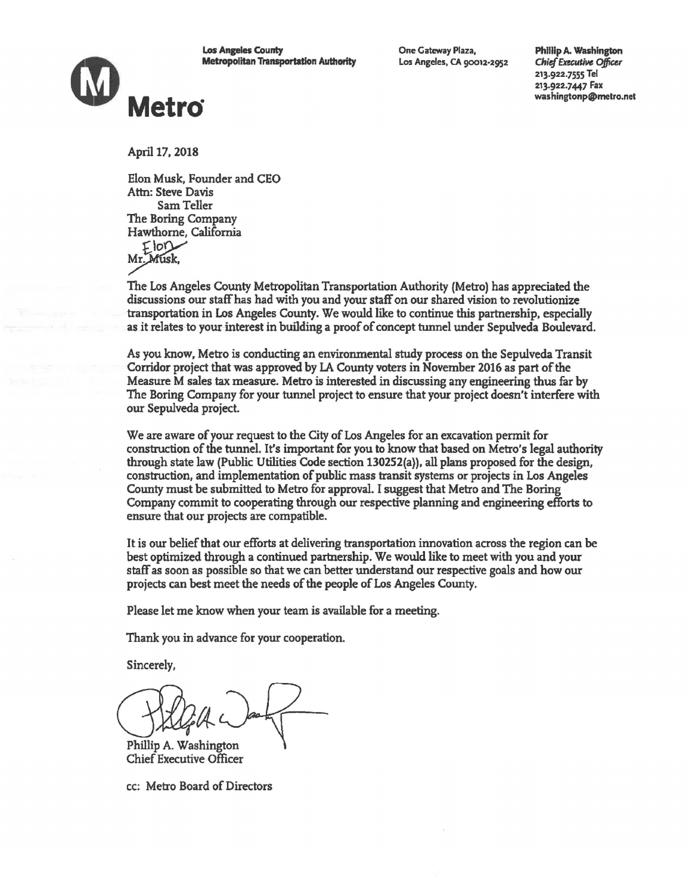**Los Angeles County**
**Metropolitan Transportation Authority**

One Gateway Plaza,
Los Angeles, CA 90012-2952

**Phillip A. Washington**
*Chief Executive Officer*
213.922.7555 Tel
213.922.7447 Fax
washingtonp@metro.net

**Metro**

April 17, 2018

Elon Musk, Founder and CEO
Attn: Steve Davis
Sam Teller
The Boring Company
Hawthorne, California

~~Mr. Musk,~~ Elon

The Los Angeles County Metropolitan Transportation Authority (Metro) has appreciated the discussions our staff has had with you and your staff on our shared vision to revolutionize transportation in Los Angeles County. We would like to continue this partnership, especially as it relates to your interest in building a proof of concept tunnel under Sepulveda Boulevard.

As you know, Metro is conducting an environmental study process on the Sepulveda Transit Corridor project that was approved by LA County voters in November 2016 as part of the Measure M sales tax measure. Metro is interested in discussing any engineering thus far by The Boring Company for your tunnel project to ensure that your project doesn't interfere with our Sepulveda project.

We are aware of your request to the City of Los Angeles for an excavation permit for construction of the tunnel. It's important for you to know that based on Metro's legal authority through state law (Public Utilities Code section 130252(a)), all plans proposed for the design, construction, and implementation of public mass transit systems or projects in Los Angeles County must be submitted to Metro for approval. I suggest that Metro and The Boring Company commit to cooperating through our respective planning and engineering efforts to ensure that our projects are compatible.

It is our belief that our efforts at delivering transportation innovation across the region can be best optimized through a continued partnership. We would like to meet with you and your staff as soon as possible so that we can better understand our respective goals and how our projects can best meet the needs of the people of Los Angeles County.

Please let me know when your team is available for a meeting.

Thank you in advance for your cooperation.

Sincerely,

Phillip A. Washington
Chief Executive Officer

cc: Metro Board of Directors